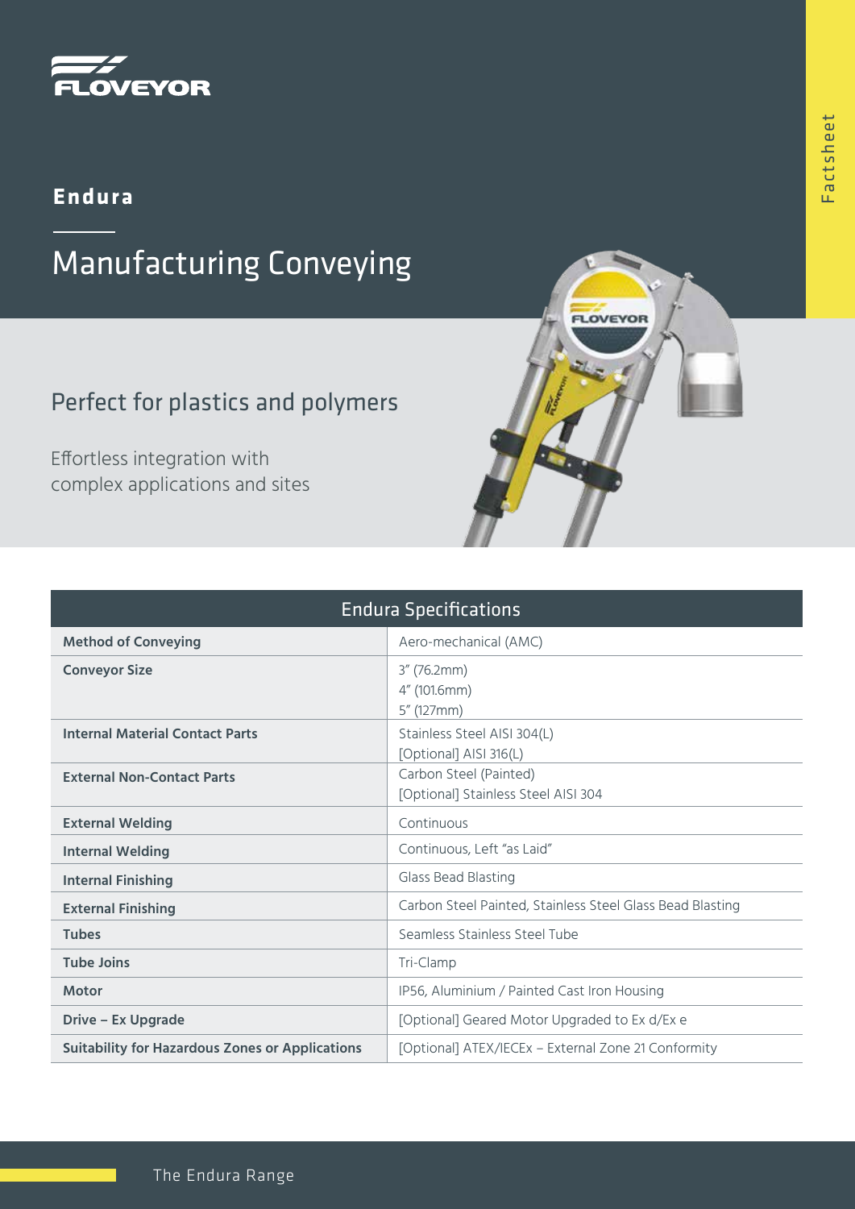# Endura

## Manufacturing Conveying

### Perfect for plastics and polymers

Effortless integration with complex applications and sites

| Endura Specifications | |
|---|---|
| **Method of Conveying** | Aero-mechanical (AMC) |
| **Conveyor Size** | 3″ (76.2mm)<br>4″ (101.6mm)<br>5″ (127mm) |
| **Internal Material Contact Parts** | Stainless Steel AISI 304(L)<br>[Optional] AISI 316(L) |
| **External Non-Contact Parts** | Carbon Steel (Painted)<br>[Optional] Stainless Steel AISI 304 |
| **External Welding** | Continuous |
| **Internal Welding** | Continuous, Left "as Laid" |
| **Internal Finishing** | Glass Bead Blasting |
| **External Finishing** | Carbon Steel Painted, Stainless Steel Glass Bead Blasting |
| **Tubes** | Seamless Stainless Steel Tube |
| **Tube Joins** | Tri-Clamp |
| **Motor** | IP56, Aluminium / Painted Cast Iron Housing |
| **Drive – Ex Upgrade** | [Optional] Geared Motor Upgraded to Ex d/Ex e |
| **Suitability for Hazardous Zones or Applications** | [Optional] ATEX/IECEx – External Zone 21 Conformity |

The Endura Range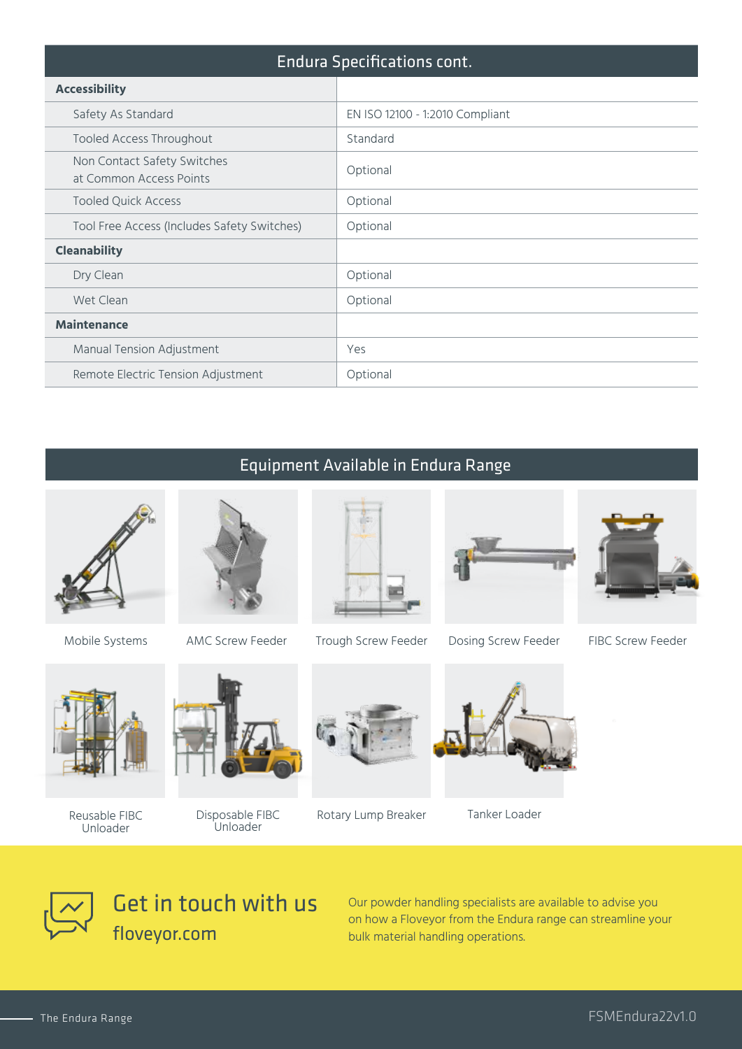## Endura Specifications cont.

| | |
|---|---|
| **Accessibility** | |
| Safety As Standard | EN ISO 12100 - 1:2010 Compliant |
| Tooled Access Throughout | Standard |
| Non Contact Safety Switches at Common Access Points | Optional |
| Tooled Quick Access | Optional |
| Tool Free Access (Includes Safety Switches) | Optional |
| **Cleanability** | |
| Dry Clean | Optional |
| Wet Clean | Optional |
| **Maintenance** | |
| Manual Tension Adjustment | Yes |
| Remote Electric Tension Adjustment | Optional |

## Equipment Available in Endura Range

Mobile Systems

AMC Screw Feeder

Trough Screw Feeder

Dosing Screw Feeder

FIBC Screw Feeder

Reusable FIBC Unloader

Disposable FIBC Unloader

Rotary Lump Breaker

Tanker Loader

## Get in touch with us

floveyor.com

Our powder handling specialists are available to advise you on how a Floveyor from the Endura range can streamline your bulk material handling operations.

The Endura Range

FSMEndura22v1.0